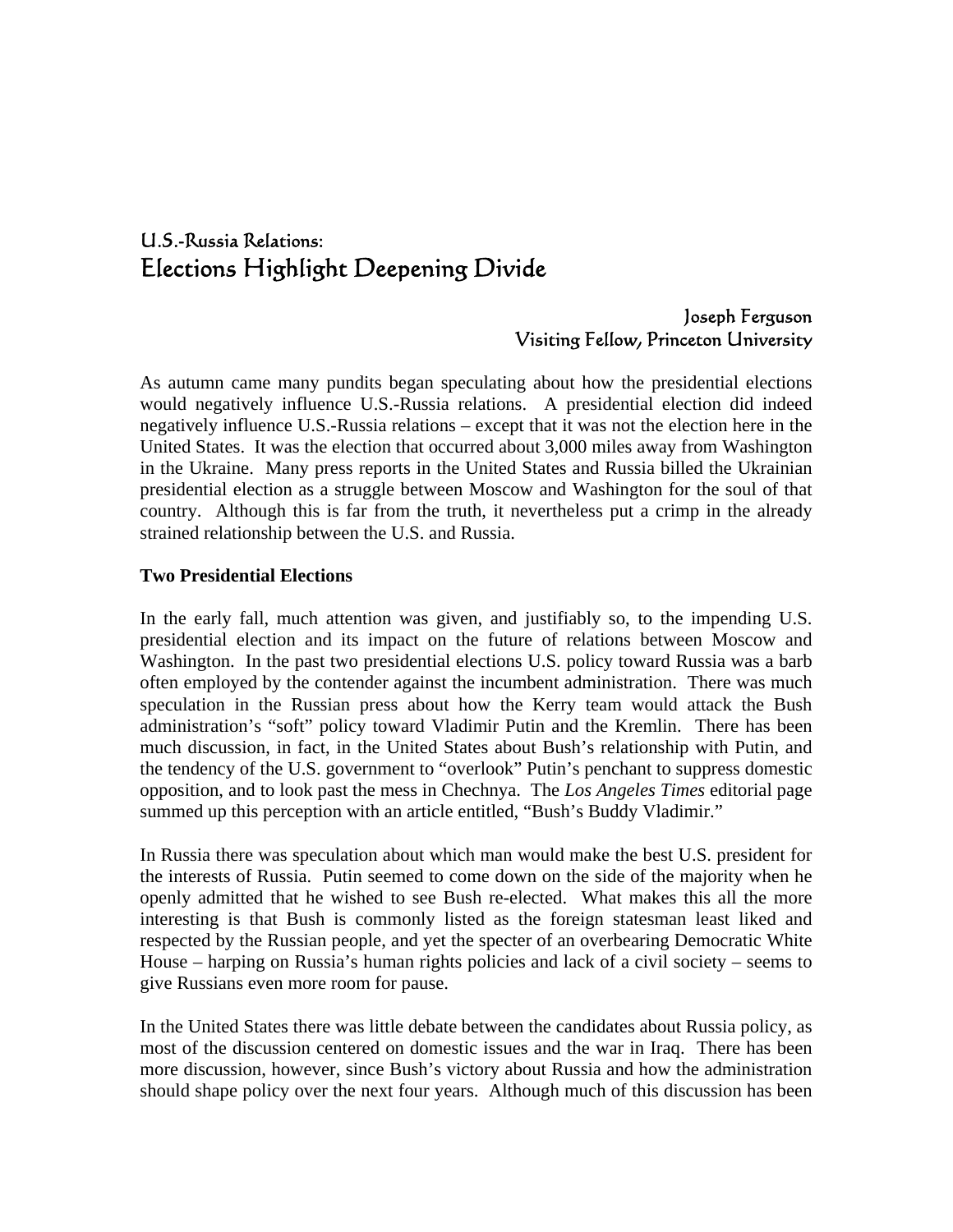# U.S.-Russia Relations:
# Elections Highlight Deepening Divide

Joseph Ferguson
Visiting Fellow, Princeton University

As autumn came many pundits began speculating about how the presidential elections would negatively influence U.S.-Russia relations. A presidential election did indeed negatively influence U.S.-Russia relations – except that it was not the election here in the United States. It was the election that occurred about 3,000 miles away from Washington in the Ukraine. Many press reports in the United States and Russia billed the Ukrainian presidential election as a struggle between Moscow and Washington for the soul of that country. Although this is far from the truth, it nevertheless put a crimp in the already strained relationship between the U.S. and Russia.

**Two Presidential Elections**

In the early fall, much attention was given, and justifiably so, to the impending U.S. presidential election and its impact on the future of relations between Moscow and Washington. In the past two presidential elections U.S. policy toward Russia was a barb often employed by the contender against the incumbent administration. There was much speculation in the Russian press about how the Kerry team would attack the Bush administration's "soft" policy toward Vladimir Putin and the Kremlin. There has been much discussion, in fact, in the United States about Bush's relationship with Putin, and the tendency of the U.S. government to "overlook" Putin's penchant to suppress domestic opposition, and to look past the mess in Chechnya. The *Los Angeles Times* editorial page summed up this perception with an article entitled, "Bush's Buddy Vladimir."

In Russia there was speculation about which man would make the best U.S. president for the interests of Russia. Putin seemed to come down on the side of the majority when he openly admitted that he wished to see Bush re-elected. What makes this all the more interesting is that Bush is commonly listed as the foreign statesman least liked and respected by the Russian people, and yet the specter of an overbearing Democratic White House – harping on Russia's human rights policies and lack of a civil society – seems to give Russians even more room for pause.

In the United States there was little debate between the candidates about Russia policy, as most of the discussion centered on domestic issues and the war in Iraq. There has been more discussion, however, since Bush's victory about Russia and how the administration should shape policy over the next four years. Although much of this discussion has been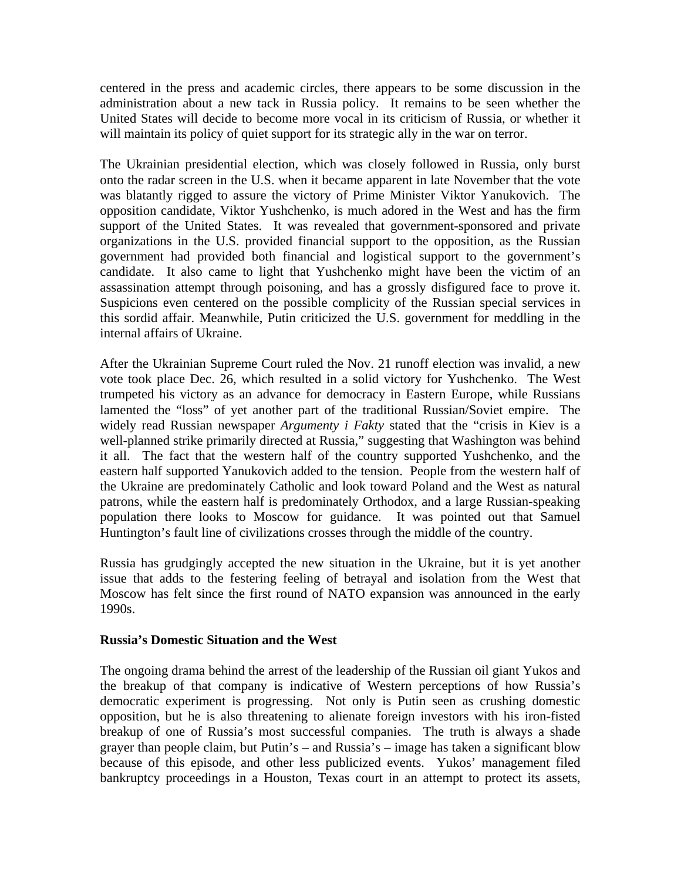centered in the press and academic circles, there appears to be some discussion in the administration about a new tack in Russia policy. It remains to be seen whether the United States will decide to become more vocal in its criticism of Russia, or whether it will maintain its policy of quiet support for its strategic ally in the war on terror.

The Ukrainian presidential election, which was closely followed in Russia, only burst onto the radar screen in the U.S. when it became apparent in late November that the vote was blatantly rigged to assure the victory of Prime Minister Viktor Yanukovich. The opposition candidate, Viktor Yushchenko, is much adored in the West and has the firm support of the United States. It was revealed that government-sponsored and private organizations in the U.S. provided financial support to the opposition, as the Russian government had provided both financial and logistical support to the government's candidate. It also came to light that Yushchenko might have been the victim of an assassination attempt through poisoning, and has a grossly disfigured face to prove it. Suspicions even centered on the possible complicity of the Russian special services in this sordid affair. Meanwhile, Putin criticized the U.S. government for meddling in the internal affairs of Ukraine.

After the Ukrainian Supreme Court ruled the Nov. 21 runoff election was invalid, a new vote took place Dec. 26, which resulted in a solid victory for Yushchenko. The West trumpeted his victory as an advance for democracy in Eastern Europe, while Russians lamented the "loss" of yet another part of the traditional Russian/Soviet empire. The widely read Russian newspaper *Argumenty i Fakty* stated that the "crisis in Kiev is a well-planned strike primarily directed at Russia," suggesting that Washington was behind it all. The fact that the western half of the country supported Yushchenko, and the eastern half supported Yanukovich added to the tension. People from the western half of the Ukraine are predominately Catholic and look toward Poland and the West as natural patrons, while the eastern half is predominately Orthodox, and a large Russian-speaking population there looks to Moscow for guidance. It was pointed out that Samuel Huntington's fault line of civilizations crosses through the middle of the country.

Russia has grudgingly accepted the new situation in the Ukraine, but it is yet another issue that adds to the festering feeling of betrayal and isolation from the West that Moscow has felt since the first round of NATO expansion was announced in the early 1990s.

**Russia's Domestic Situation and the West**

The ongoing drama behind the arrest of the leadership of the Russian oil giant Yukos and the breakup of that company is indicative of Western perceptions of how Russia's democratic experiment is progressing. Not only is Putin seen as crushing domestic opposition, but he is also threatening to alienate foreign investors with his iron-fisted breakup of one of Russia's most successful companies. The truth is always a shade grayer than people claim, but Putin's – and Russia's – image has taken a significant blow because of this episode, and other less publicized events. Yukos' management filed bankruptcy proceedings in a Houston, Texas court in an attempt to protect its assets,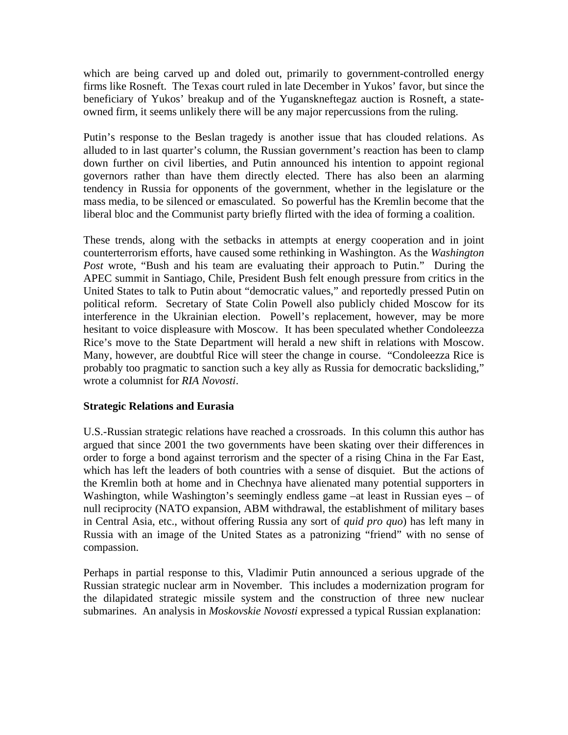which are being carved up and doled out, primarily to government-controlled energy firms like Rosneft. The Texas court ruled in late December in Yukos' favor, but since the beneficiary of Yukos' breakup and of the Yuganskneftegaz auction is Rosneft, a state-owned firm, it seems unlikely there will be any major repercussions from the ruling.

Putin's response to the Beslan tragedy is another issue that has clouded relations. As alluded to in last quarter's column, the Russian government's reaction has been to clamp down further on civil liberties, and Putin announced his intention to appoint regional governors rather than have them directly elected. There has also been an alarming tendency in Russia for opponents of the government, whether in the legislature or the mass media, to be silenced or emasculated. So powerful has the Kremlin become that the liberal bloc and the Communist party briefly flirted with the idea of forming a coalition.

These trends, along with the setbacks in attempts at energy cooperation and in joint counterterrorism efforts, have caused some rethinking in Washington. As the *Washington Post* wrote, "Bush and his team are evaluating their approach to Putin." During the APEC summit in Santiago, Chile, President Bush felt enough pressure from critics in the United States to talk to Putin about "democratic values," and reportedly pressed Putin on political reform. Secretary of State Colin Powell also publicly chided Moscow for its interference in the Ukrainian election. Powell's replacement, however, may be more hesitant to voice displeasure with Moscow. It has been speculated whether Condoleezza Rice's move to the State Department will herald a new shift in relations with Moscow. Many, however, are doubtful Rice will steer the change in course. "Condoleezza Rice is probably too pragmatic to sanction such a key ally as Russia for democratic backsliding," wrote a columnist for *RIA Novosti*.

**Strategic Relations and Eurasia**

U.S.-Russian strategic relations have reached a crossroads. In this column this author has argued that since 2001 the two governments have been skating over their differences in order to forge a bond against terrorism and the specter of a rising China in the Far East, which has left the leaders of both countries with a sense of disquiet. But the actions of the Kremlin both at home and in Chechnya have alienated many potential supporters in Washington, while Washington's seemingly endless game –at least in Russian eyes – of null reciprocity (NATO expansion, ABM withdrawal, the establishment of military bases in Central Asia, etc., without offering Russia any sort of *quid pro quo*) has left many in Russia with an image of the United States as a patronizing "friend" with no sense of compassion.

Perhaps in partial response to this, Vladimir Putin announced a serious upgrade of the Russian strategic nuclear arm in November. This includes a modernization program for the dilapidated strategic missile system and the construction of three new nuclear submarines. An analysis in *Moskovskie Novosti* expressed a typical Russian explanation: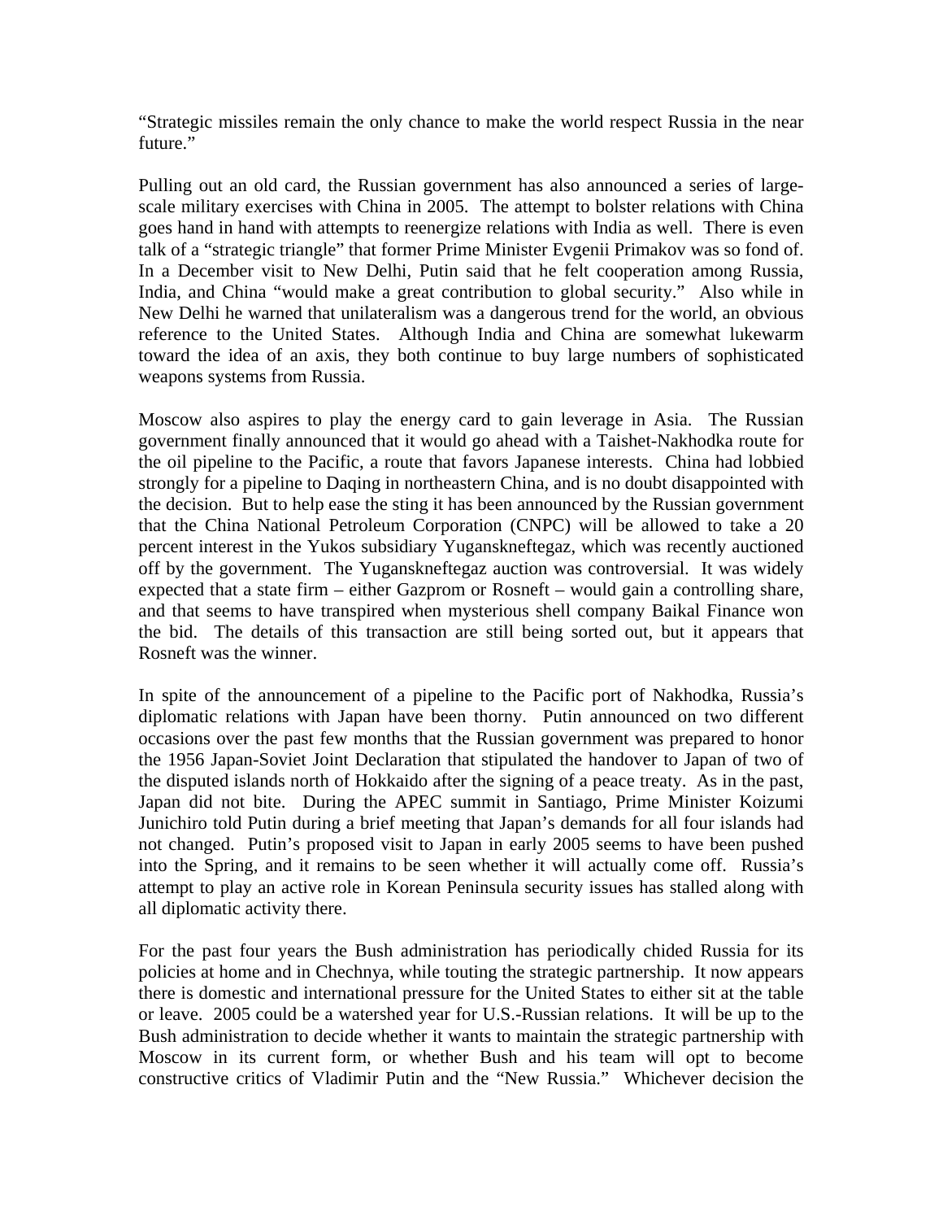"Strategic missiles remain the only chance to make the world respect Russia in the near future."

Pulling out an old card, the Russian government has also announced a series of large-scale military exercises with China in 2005. The attempt to bolster relations with China goes hand in hand with attempts to reenergize relations with India as well. There is even talk of a "strategic triangle" that former Prime Minister Evgenii Primakov was so fond of. In a December visit to New Delhi, Putin said that he felt cooperation among Russia, India, and China "would make a great contribution to global security." Also while in New Delhi he warned that unilateralism was a dangerous trend for the world, an obvious reference to the United States. Although India and China are somewhat lukewarm toward the idea of an axis, they both continue to buy large numbers of sophisticated weapons systems from Russia.

Moscow also aspires to play the energy card to gain leverage in Asia. The Russian government finally announced that it would go ahead with a Taishet-Nakhodka route for the oil pipeline to the Pacific, a route that favors Japanese interests. China had lobbied strongly for a pipeline to Daqing in northeastern China, and is no doubt disappointed with the decision. But to help ease the sting it has been announced by the Russian government that the China National Petroleum Corporation (CNPC) will be allowed to take a 20 percent interest in the Yukos subsidiary Yuganskneftegaz, which was recently auctioned off by the government. The Yuganskneftegaz auction was controversial. It was widely expected that a state firm – either Gazprom or Rosneft – would gain a controlling share, and that seems to have transpired when mysterious shell company Baikal Finance won the bid. The details of this transaction are still being sorted out, but it appears that Rosneft was the winner.

In spite of the announcement of a pipeline to the Pacific port of Nakhodka, Russia's diplomatic relations with Japan have been thorny. Putin announced on two different occasions over the past few months that the Russian government was prepared to honor the 1956 Japan-Soviet Joint Declaration that stipulated the handover to Japan of two of the disputed islands north of Hokkaido after the signing of a peace treaty. As in the past, Japan did not bite. During the APEC summit in Santiago, Prime Minister Koizumi Junichiro told Putin during a brief meeting that Japan's demands for all four islands had not changed. Putin's proposed visit to Japan in early 2005 seems to have been pushed into the Spring, and it remains to be seen whether it will actually come off. Russia's attempt to play an active role in Korean Peninsula security issues has stalled along with all diplomatic activity there.

For the past four years the Bush administration has periodically chided Russia for its policies at home and in Chechnya, while touting the strategic partnership. It now appears there is domestic and international pressure for the United States to either sit at the table or leave. 2005 could be a watershed year for U.S.-Russian relations. It will be up to the Bush administration to decide whether it wants to maintain the strategic partnership with Moscow in its current form, or whether Bush and his team will opt to become constructive critics of Vladimir Putin and the "New Russia." Whichever decision the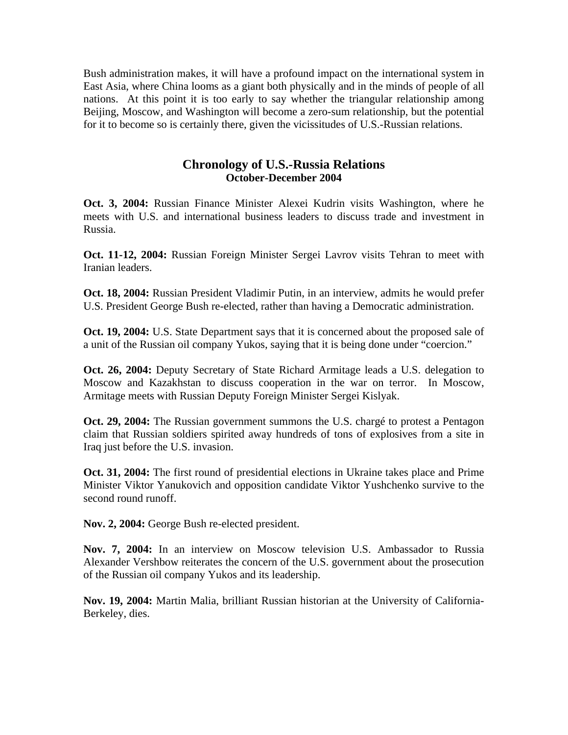Bush administration makes, it will have a profound impact on the international system in East Asia, where China looms as a giant both physically and in the minds of people of all nations. At this point it is too early to say whether the triangular relationship among Beijing, Moscow, and Washington will become a zero-sum relationship, but the potential for it to become so is certainly there, given the vicissitudes of U.S.-Russian relations.

## Chronology of U.S.-Russia Relations
### October-December 2004

**Oct. 3, 2004:** Russian Finance Minister Alexei Kudrin visits Washington, where he meets with U.S. and international business leaders to discuss trade and investment in Russia.

**Oct. 11-12, 2004:** Russian Foreign Minister Sergei Lavrov visits Tehran to meet with Iranian leaders.

**Oct. 18, 2004:** Russian President Vladimir Putin, in an interview, admits he would prefer U.S. President George Bush re-elected, rather than having a Democratic administration.

**Oct. 19, 2004:** U.S. State Department says that it is concerned about the proposed sale of a unit of the Russian oil company Yukos, saying that it is being done under "coercion."

**Oct. 26, 2004:** Deputy Secretary of State Richard Armitage leads a U.S. delegation to Moscow and Kazakhstan to discuss cooperation in the war on terror. In Moscow, Armitage meets with Russian Deputy Foreign Minister Sergei Kislyak.

**Oct. 29, 2004:** The Russian government summons the U.S. chargé to protest a Pentagon claim that Russian soldiers spirited away hundreds of tons of explosives from a site in Iraq just before the U.S. invasion.

**Oct. 31, 2004:** The first round of presidential elections in Ukraine takes place and Prime Minister Viktor Yanukovich and opposition candidate Viktor Yushchenko survive to the second round runoff.

**Nov. 2, 2004:** George Bush re-elected president.

**Nov. 7, 2004:** In an interview on Moscow television U.S. Ambassador to Russia Alexander Vershbow reiterates the concern of the U.S. government about the prosecution of the Russian oil company Yukos and its leadership.

**Nov. 19, 2004:** Martin Malia, brilliant Russian historian at the University of California-Berkeley, dies.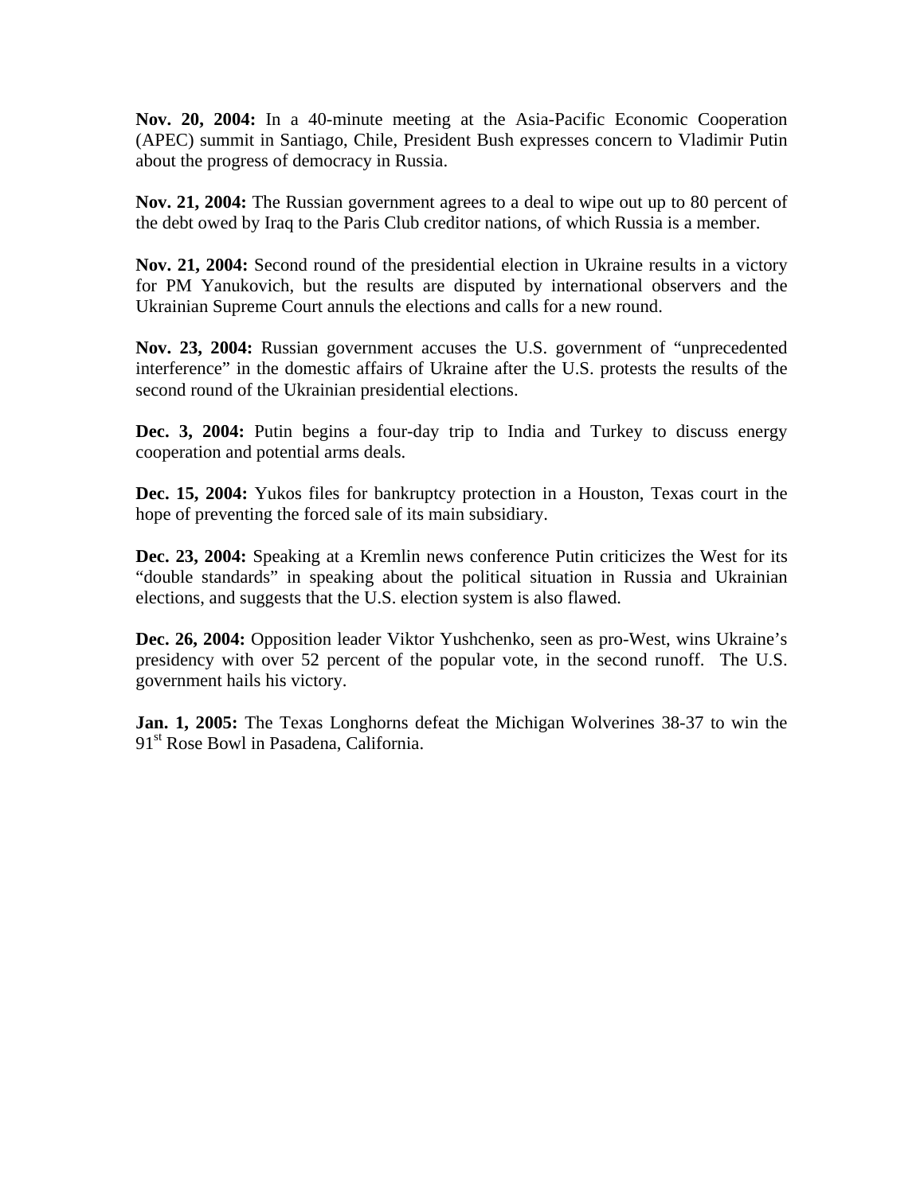**Nov. 20, 2004:** In a 40-minute meeting at the Asia-Pacific Economic Cooperation (APEC) summit in Santiago, Chile, President Bush expresses concern to Vladimir Putin about the progress of democracy in Russia.

**Nov. 21, 2004:** The Russian government agrees to a deal to wipe out up to 80 percent of the debt owed by Iraq to the Paris Club creditor nations, of which Russia is a member.

**Nov. 21, 2004:** Second round of the presidential election in Ukraine results in a victory for PM Yanukovich, but the results are disputed by international observers and the Ukrainian Supreme Court annuls the elections and calls for a new round.

**Nov. 23, 2004:** Russian government accuses the U.S. government of "unprecedented interference" in the domestic affairs of Ukraine after the U.S. protests the results of the second round of the Ukrainian presidential elections.

**Dec. 3, 2004:** Putin begins a four-day trip to India and Turkey to discuss energy cooperation and potential arms deals.

**Dec. 15, 2004:** Yukos files for bankruptcy protection in a Houston, Texas court in the hope of preventing the forced sale of its main subsidiary.

**Dec. 23, 2004:** Speaking at a Kremlin news conference Putin criticizes the West for its "double standards" in speaking about the political situation in Russia and Ukrainian elections, and suggests that the U.S. election system is also flawed.

**Dec. 26, 2004:** Opposition leader Viktor Yushchenko, seen as pro-West, wins Ukraine's presidency with over 52 percent of the popular vote, in the second runoff. The U.S. government hails his victory.

**Jan. 1, 2005:** The Texas Longhorns defeat the Michigan Wolverines 38-37 to win the 91st Rose Bowl in Pasadena, California.